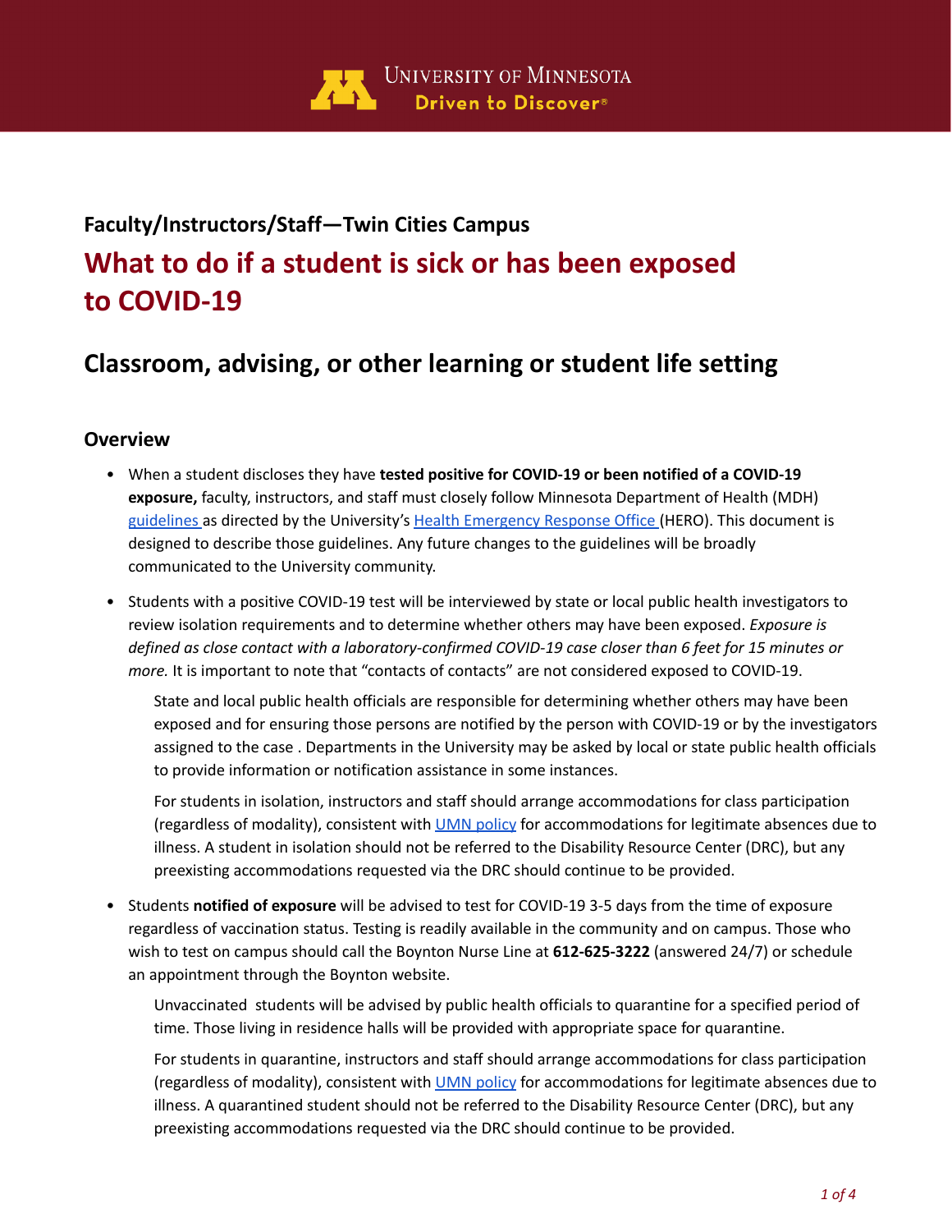University of Minnesota
Driven to Discover®

## Faculty/Instructors/Staff—Twin Cities Campus

# What to do if a student is sick or has been exposed to COVID-19

## Classroom, advising, or other learning or student life setting

### Overview

- When a student discloses they have **tested positive for COVID-19 or been notified of a COVID-19 exposure,** faculty, instructors, and staff must closely follow Minnesota Department of Health (MDH) guidelines as directed by the University's Health Emergency Response Office (HERO). This document is designed to describe those guidelines. Any future changes to the guidelines will be broadly communicated to the University community.

- Students with a positive COVID-19 test will be interviewed by state or local public health investigators to review isolation requirements and to determine whether others may have been exposed. *Exposure is defined as close contact with a laboratory-confirmed COVID-19 case closer than 6 feet for 15 minutes or more.* It is important to note that "contacts of contacts" are not considered exposed to COVID-19.

  State and local public health officials are responsible for determining whether others may have been exposed and for ensuring those persons are notified by the person with COVID-19 or by the investigators assigned to the case . Departments in the University may be asked by local or state public health officials to provide information or notification assistance in some instances.

  For students in isolation, instructors and staff should arrange accommodations for class participation (regardless of modality), consistent with UMN policy for accommodations for legitimate absences due to illness. A student in isolation should not be referred to the Disability Resource Center (DRC), but any preexisting accommodations requested via the DRC should continue to be provided.

- Students **notified of exposure** will be advised to test for COVID-19 3-5 days from the time of exposure regardless of vaccination status. Testing is readily available in the community and on campus. Those who wish to test on campus should call the Boynton Nurse Line at **612-625-3222** (answered 24/7) or schedule an appointment through the Boynton website.

  Unvaccinated students will be advised by public health officials to quarantine for a specified period of time. Those living in residence halls will be provided with appropriate space for quarantine.

  For students in quarantine, instructors and staff should arrange accommodations for class participation (regardless of modality), consistent with UMN policy for accommodations for legitimate absences due to illness. A quarantined student should not be referred to the Disability Resource Center (DRC), but any preexisting accommodations requested via the DRC should continue to be provided.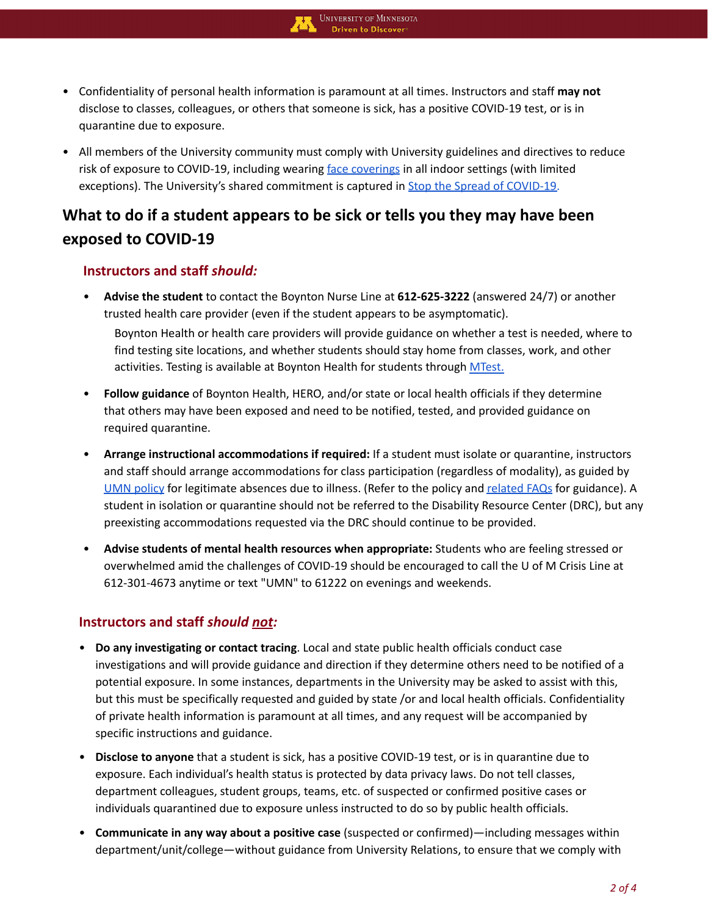- Confidentiality of personal health information is paramount at all times. Instructors and staff **may not** disclose to classes, colleagues, or others that someone is sick, has a positive COVID-19 test, or is in quarantine due to exposure.
- All members of the University community must comply with University guidelines and directives to reduce risk of exposure to COVID-19, including wearing [face coverings](#) in all indoor settings (with limited exceptions). The University's shared commitment is captured in [Stop the Spread of COVID-19](#).

## What to do if a student appears to be sick or tells you they may have been exposed to COVID-19

### Instructors and staff *should:*

- **Advise the student** to contact the Boynton Nurse Line at **612-625-3222** (answered 24/7) or another trusted health care provider (even if the student appears to be asymptomatic).

  Boynton Health or health care providers will provide guidance on whether a test is needed, where to find testing site locations, and whether students should stay home from classes, work, and other activities. Testing is available at Boynton Health for students through [MTest.](#)

- **Follow guidance** of Boynton Health, HERO, and/or state or local health officials if they determine that others may have been exposed and need to be notified, tested, and provided guidance on required quarantine.
- **Arrange instructional accommodations if required:** If a student must isolate or quarantine, instructors and staff should arrange accommodations for class participation (regardless of modality), as guided by [UMN policy](#) for legitimate absences due to illness. (Refer to the policy and [related FAQs](#) for guidance). A student in isolation or quarantine should not be referred to the Disability Resource Center (DRC), but any preexisting accommodations requested via the DRC should continue to be provided.
- **Advise students of mental health resources when appropriate:** Students who are feeling stressed or overwhelmed amid the challenges of COVID-19 should be encouraged to call the U of M Crisis Line at 612-301-4673 anytime or text "UMN" to 61222 on evenings and weekends.

### Instructors and staff *should <u>not</u>:*

- **Do any investigating or contact tracing**. Local and state public health officials conduct case investigations and will provide guidance and direction if they determine others need to be notified of a potential exposure. In some instances, departments in the University may be asked to assist with this, but this must be specifically requested and guided by state /or and local health officials. Confidentiality of private health information is paramount at all times, and any request will be accompanied by specific instructions and guidance.
- **Disclose to anyone** that a student is sick, has a positive COVID-19 test, or is in quarantine due to exposure. Each individual's health status is protected by data privacy laws. Do not tell classes, department colleagues, student groups, teams, etc. of suspected or confirmed positive cases or individuals quarantined due to exposure unless instructed to do so by public health officials.
- **Communicate in any way about a positive case** (suspected or confirmed)—including messages within department/unit/college—without guidance from University Relations, to ensure that we comply with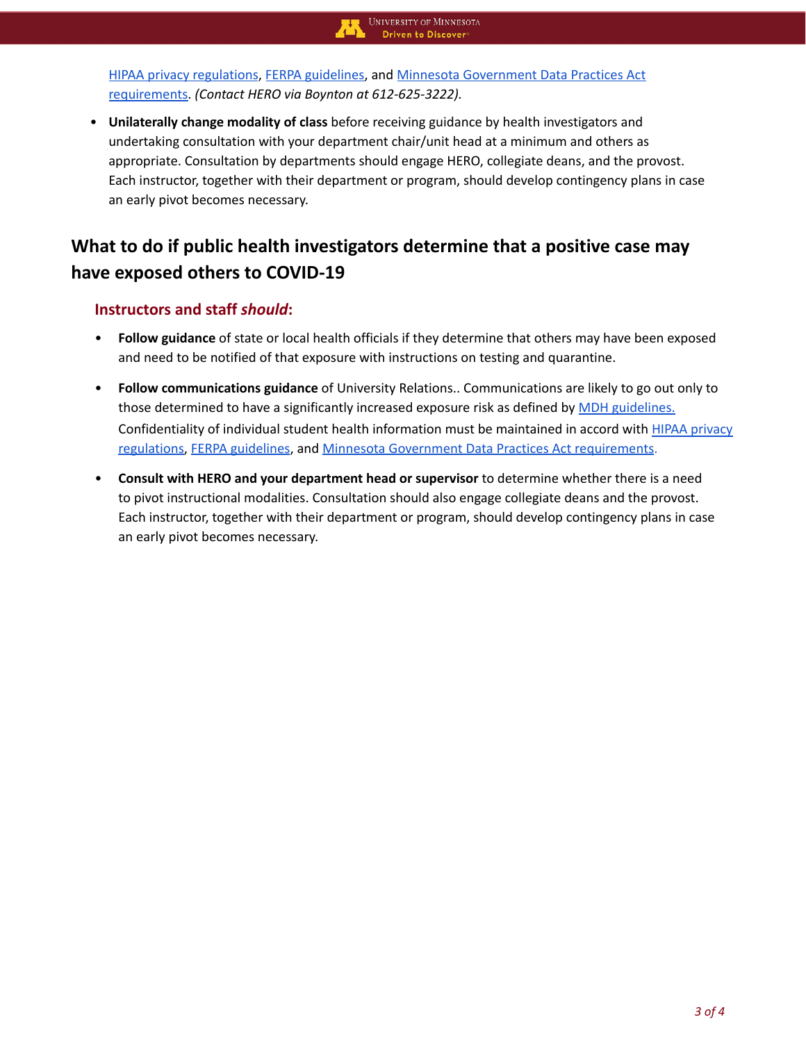HIPAA privacy regulations, FERPA guidelines, and Minnesota Government Data Practices Act requirements. *(Contact HERO via Boynton at 612-625-3222).*

- **Unilaterally change modality of class** before receiving guidance by health investigators and undertaking consultation with your department chair/unit head at a minimum and others as appropriate. Consultation by departments should engage HERO, collegiate deans, and the provost. Each instructor, together with their department or program, should develop contingency plans in case an early pivot becomes necessary.

## What to do if public health investigators determine that a positive case may have exposed others to COVID-19

### Instructors and staff *should*:

- **Follow guidance** of state or local health officials if they determine that others may have been exposed and need to be notified of that exposure with instructions on testing and quarantine.
- **Follow communications guidance** of University Relations.. Communications are likely to go out only to those determined to have a significantly increased exposure risk as defined by MDH guidelines. Confidentiality of individual student health information must be maintained in accord with HIPAA privacy regulations, FERPA guidelines, and Minnesota Government Data Practices Act requirements.
- **Consult with HERO and your department head or supervisor** to determine whether there is a need to pivot instructional modalities. Consultation should also engage collegiate deans and the provost. Each instructor, together with their department or program, should develop contingency plans in case an early pivot becomes necessary.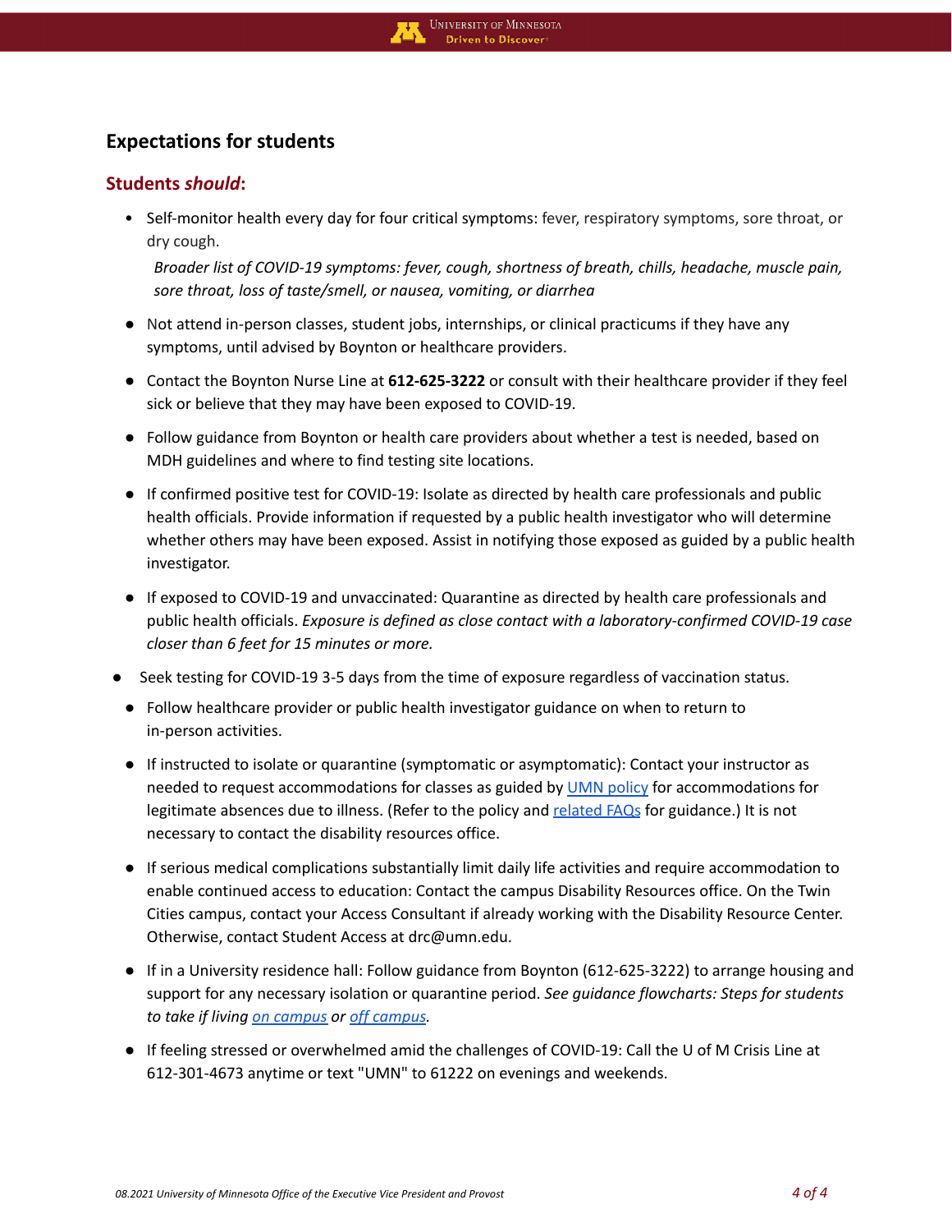## Expectations for students

### Students *should*:

- Self-monitor health every day for four critical symptoms: fever, respiratory symptoms, sore throat, or dry cough.

  *Broader list of COVID-19 symptoms: fever, cough, shortness of breath, chills, headache, muscle pain, sore throat, loss of taste/smell, or nausea, vomiting, or diarrhea*

- Not attend in-person classes, student jobs, internships, or clinical practicums if they have any symptoms, until advised by Boynton or healthcare providers.
- Contact the Boynton Nurse Line at **612-625-3222** or consult with their healthcare provider if they feel sick or believe that they may have been exposed to COVID-19.
- Follow guidance from Boynton or health care providers about whether a test is needed, based on MDH guidelines and where to find testing site locations.
- If confirmed positive test for COVID-19: Isolate as directed by health care professionals and public health officials. Provide information if requested by a public health investigator who will determine whether others may have been exposed. Assist in notifying those exposed as guided by a public health investigator.
- If exposed to COVID-19 and unvaccinated: Quarantine as directed by health care professionals and public health officials. *Exposure is defined as close contact with a laboratory-confirmed COVID-19 case closer than 6 feet for 15 minutes or more.*
- Seek testing for COVID-19 3-5 days from the time of exposure regardless of vaccination status.
- Follow healthcare provider or public health investigator guidance on when to return to in-person activities.
- If instructed to isolate or quarantine (symptomatic or asymptomatic): Contact your instructor as needed to request accommodations for classes as guided by UMN policy for accommodations for legitimate absences due to illness. (Refer to the policy and related FAQs for guidance.) It is not necessary to contact the disability resources office.
- If serious medical complications substantially limit daily life activities and require accommodation to enable continued access to education: Contact the campus Disability Resources office. On the Twin Cities campus, contact your Access Consultant if already working with the Disability Resource Center. Otherwise, contact Student Access at drc@umn.edu.
- If in a University residence hall: Follow guidance from Boynton (612-625-3222) to arrange housing and support for any necessary isolation or quarantine period. *See guidance flowcharts: Steps for students to take if living on campus or off campus.*
- If feeling stressed or overwhelmed amid the challenges of COVID-19: Call the U of M Crisis Line at 612-301-4673 anytime or text "UMN" to 61222 on evenings and weekends.

*08.2021 University of Minnesota Office of the Executive Vice President and Provost*